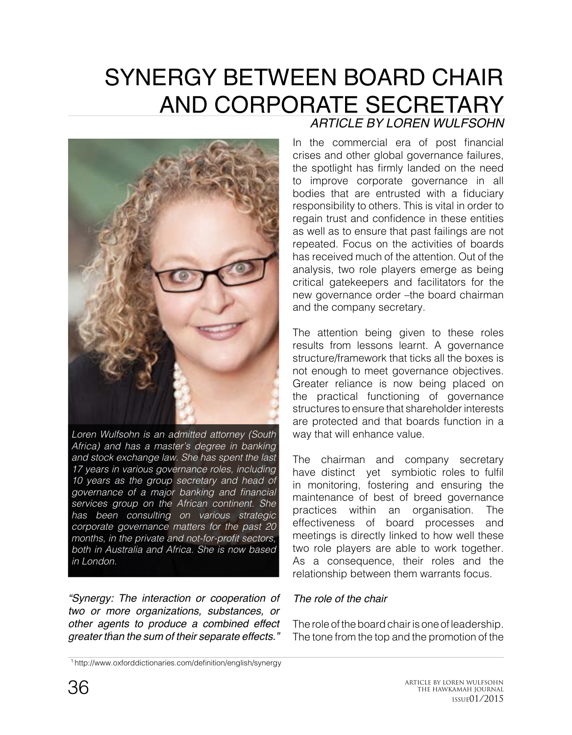# SYNERGY BETWEEN BOARD CHAIR AND CORPORATE SECRETARY

*ARTICLE BY LOREN WULFSOHN*

*Loren Wulfsohn is an admitted attorney (South Africa) and has a master's degree in banking and stock exchange law. She has spent the last 17 years in various governance roles, including 10 years as the group secretary and head of governance of a major banking and financial services group on the African continent. She has been consulting on various strategic corporate governance matters for the past 20 months, in the private and not-for-profit sectors, both in Australia and Africa. She is now based in London.*

*"Synergy: The interaction or cooperation of two or more organizations, substances, or other agents to produce a combined effect greater than the sum of their separate effects."*[1]

In the commercial era of post financial crises and other global governance failures, the spotlight has firmly landed on the need to improve corporate governance in all bodies that are entrusted with a fiduciary responsibility to others. This is vital in order to regain trust and confidence in these entities as well as to ensure that past failings are not repeated. Focus on the activities of boards has received much of the attention. Out of the analysis, two role players emerge as being critical gatekeepers and facilitators for the new governance order –the board chairman and the company secretary.

The attention being given to these roles results from lessons learnt. A governance structure/framework that ticks all the boxes is not enough to meet governance objectives. Greater reliance is now being placed on the practical functioning of governance structures to ensure that shareholder interests are protected and that boards function in a way that will enhance value.

The chairman and company secretary have distinct yet symbiotic roles to fulfil in monitoring, fostering and ensuring the maintenance of best of breed governance practices within an organisation. The effectiveness of board processes and meetings is directly linked to how well these two role players are able to work together. As a consequence, their roles and the relationship between them warrants focus.

*The role of the chair*

The role of the board chair is one of leadership. The tone from the top and the promotion of the

[1] http://www.oxforddictionaries.com/definition/english/synergy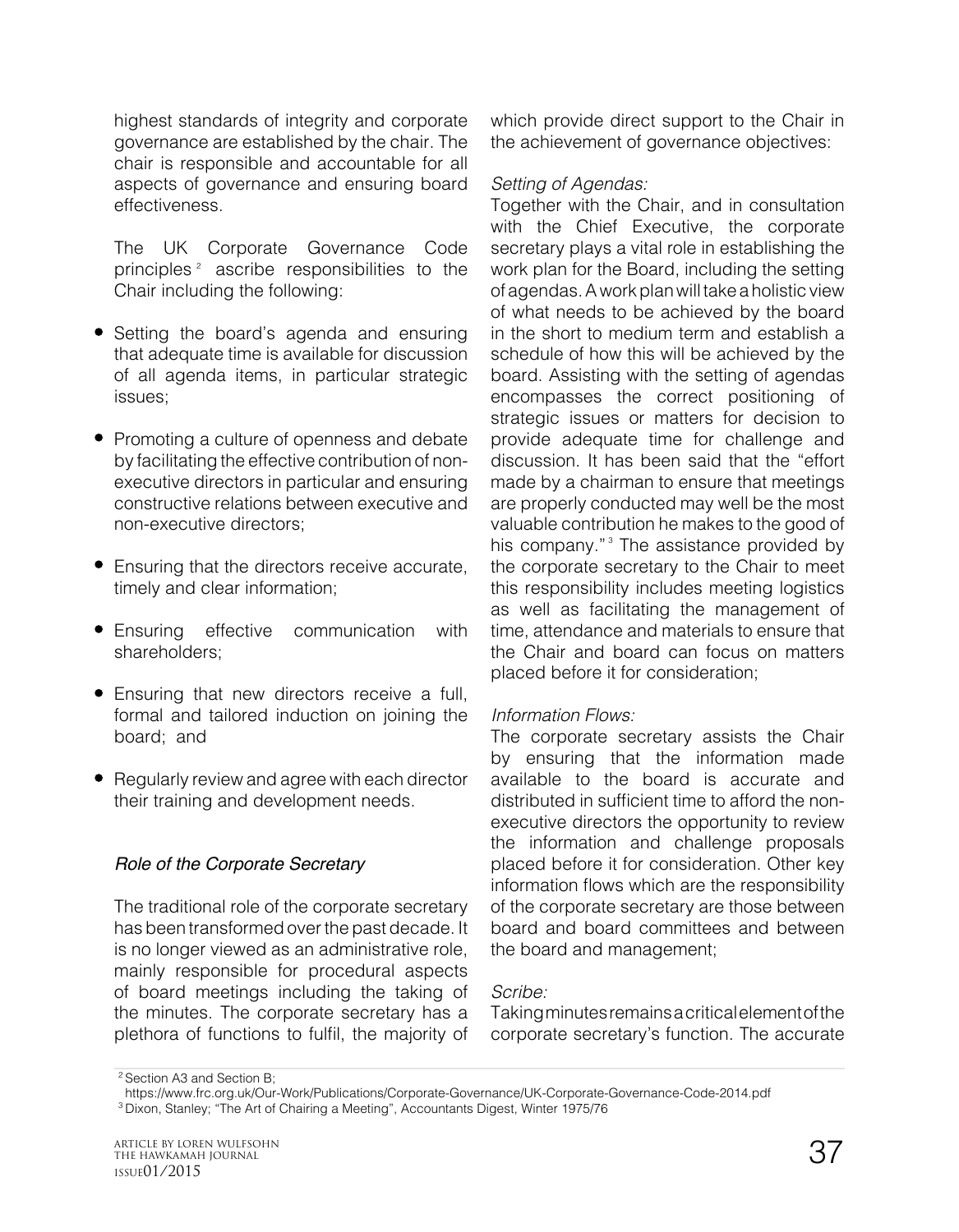highest standards of integrity and corporate governance are established by the chair. The chair is responsible and accountable for all aspects of governance and ensuring board effectiveness.

The UK Corporate Governance Code principles [2] ascribe responsibilities to the Chair including the following:

- Setting the board's agenda and ensuring that adequate time is available for discussion of all agenda items, in particular strategic issues;
- Promoting a culture of openness and debate by facilitating the effective contribution of non-executive directors in particular and ensuring constructive relations between executive and non-executive directors;
- Ensuring that the directors receive accurate, timely and clear information;
- Ensuring effective communication with shareholders;
- Ensuring that new directors receive a full, formal and tailored induction on joining the board; and
- Regularly review and agree with each director their training and development needs.

### *Role of the Corporate Secretary*

The traditional role of the corporate secretary has been transformed over the past decade. It is no longer viewed as an administrative role, mainly responsible for procedural aspects of board meetings including the taking of the minutes. The corporate secretary has a plethora of functions to fulfil, the majority of which provide direct support to the Chair in the achievement of governance objectives:

*Setting of Agendas:*
Together with the Chair, and in consultation with the Chief Executive, the corporate secretary plays a vital role in establishing the work plan for the Board, including the setting of agendas. A work plan will take a holistic view of what needs to be achieved by the board in the short to medium term and establish a schedule of how this will be achieved by the board. Assisting with the setting of agendas encompasses the correct positioning of strategic issues or matters for decision to provide adequate time for challenge and discussion. It has been said that the "effort made by a chairman to ensure that meetings are properly conducted may well be the most valuable contribution he makes to the good of his company." [3] The assistance provided by the corporate secretary to the Chair to meet this responsibility includes meeting logistics as well as facilitating the management of time, attendance and materials to ensure that the Chair and board can focus on matters placed before it for consideration;

*Information Flows:*
The corporate secretary assists the Chair by ensuring that the information made available to the board is accurate and distributed in sufficient time to afford the non-executive directors the opportunity to review the information and challenge proposals placed before it for consideration. Other key information flows which are the responsibility of the corporate secretary are those between board and board committees and between the board and management;

*Scribe:*
Taking minutes remains a critical element of the corporate secretary's function. The accurate

---

[2] Section A3 and Section B;
https://www.frc.org.uk/Our-Work/Publications/Corporate-Governance/UK-Corporate-Governance-Code-2014.pdf

[3] Dixon, Stanley; "The Art of Chairing a Meeting", Accountants Digest, Winter 1975/76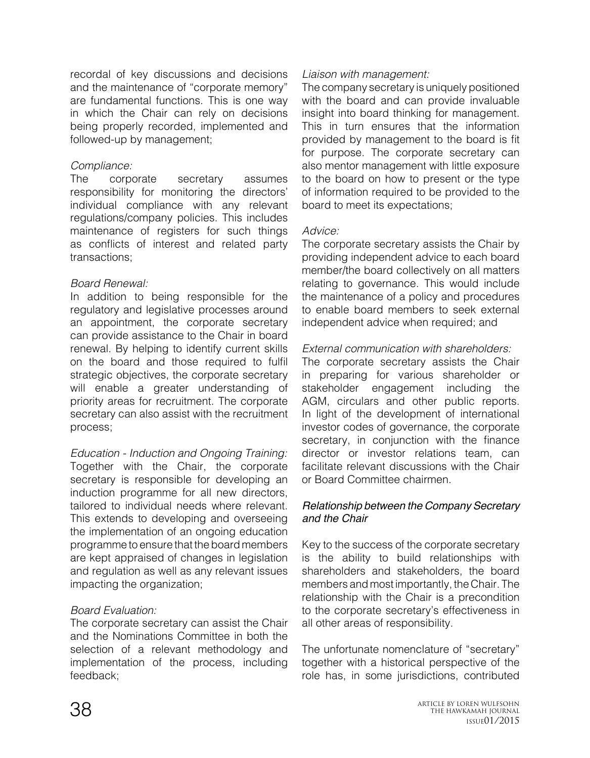recordal of key discussions and decisions and the maintenance of "corporate memory" are fundamental functions. This is one way in which the Chair can rely on decisions being properly recorded, implemented and followed-up by management;

*Compliance:*
The corporate secretary assumes responsibility for monitoring the directors' individual compliance with any relevant regulations/company policies. This includes maintenance of registers for such things as conflicts of interest and related party transactions;

*Board Renewal:*
In addition to being responsible for the regulatory and legislative processes around an appointment, the corporate secretary can provide assistance to the Chair in board renewal. By helping to identify current skills on the board and those required to fulfil strategic objectives, the corporate secretary will enable a greater understanding of priority areas for recruitment. The corporate secretary can also assist with the recruitment process;

*Education - Induction and Ongoing Training:*
Together with the Chair, the corporate secretary is responsible for developing an induction programme for all new directors, tailored to individual needs where relevant. This extends to developing and overseeing the implementation of an ongoing education programme to ensure that the board members are kept appraised of changes in legislation and regulation as well as any relevant issues impacting the organization;

*Board Evaluation:*
The corporate secretary can assist the Chair and the Nominations Committee in both the selection of a relevant methodology and implementation of the process, including feedback;

*Liaison with management:*
The company secretary is uniquely positioned with the board and can provide invaluable insight into board thinking for management. This in turn ensures that the information provided by management to the board is fit for purpose. The corporate secretary can also mentor management with little exposure to the board on how to present or the type of information required to be provided to the board to meet its expectations;

*Advice:*
The corporate secretary assists the Chair by providing independent advice to each board member/the board collectively on all matters relating to governance. This would include the maintenance of a policy and procedures to enable board members to seek external independent advice when required; and

*External communication with shareholders:*
The corporate secretary assists the Chair in preparing for various shareholder or stakeholder engagement including the AGM, circulars and other public reports. In light of the development of international investor codes of governance, the corporate secretary, in conjunction with the finance director or investor relations team, can facilitate relevant discussions with the Chair or Board Committee chairmen.

### *Relationship between the Company Secretary and the Chair*

Key to the success of the corporate secretary is the ability to build relationships with shareholders and stakeholders, the board members and most importantly, the Chair. The relationship with the Chair is a precondition to the corporate secretary's effectiveness in all other areas of responsibility.

The unfortunate nomenclature of "secretary" together with a historical perspective of the role has, in some jurisdictions, contributed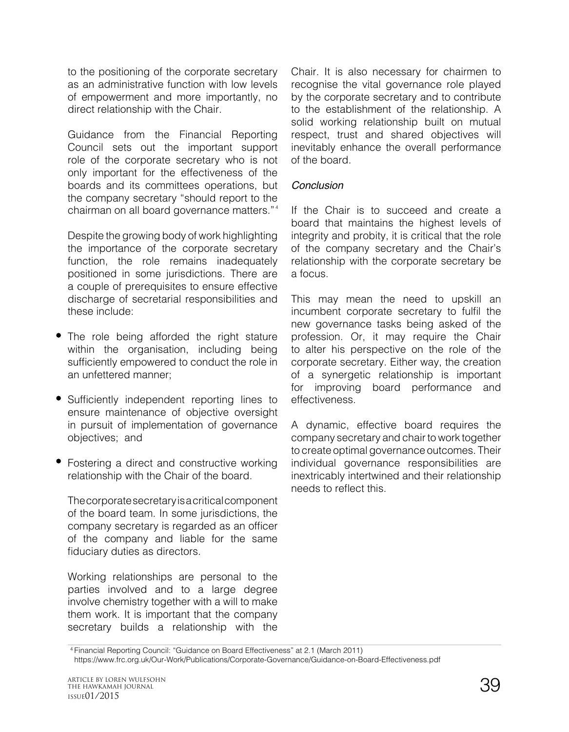to the positioning of the corporate secretary as an administrative function with low levels of empowerment and more importantly, no direct relationship with the Chair.

Guidance from the Financial Reporting Council sets out the important support role of the corporate secretary who is not only important for the effectiveness of the boards and its committees operations, but the company secretary "should report to the chairman on all board governance matters."[4]

Despite the growing body of work highlighting the importance of the corporate secretary function, the role remains inadequately positioned in some jurisdictions. There are a couple of prerequisites to ensure effective discharge of secretarial responsibilities and these include:

- The role being afforded the right stature within the organisation, including being sufficiently empowered to conduct the role in an unfettered manner;
- Sufficiently independent reporting lines to ensure maintenance of objective oversight in pursuit of implementation of governance objectives; and
- Fostering a direct and constructive working relationship with the Chair of the board.

The corporate secretary is a critical component of the board team. In some jurisdictions, the company secretary is regarded as an officer of the company and liable for the same fiduciary duties as directors.

Working relationships are personal to the parties involved and to a large degree involve chemistry together with a will to make them work. It is important that the company secretary builds a relationship with the Chair. It is also necessary for chairmen to recognise the vital governance role played by the corporate secretary and to contribute to the establishment of the relationship. A solid working relationship built on mutual respect, trust and shared objectives will inevitably enhance the overall performance of the board.

*Conclusion*

If the Chair is to succeed and create a board that maintains the highest levels of integrity and probity, it is critical that the role of the company secretary and the Chair's relationship with the corporate secretary be a focus.

This may mean the need to upskill an incumbent corporate secretary to fulfil the new governance tasks being asked of the profession. Or, it may require the Chair to alter his perspective on the role of the corporate secretary. Either way, the creation of a synergetic relationship is important for improving board performance and effectiveness.

A dynamic, effective board requires the company secretary and chair to work together to create optimal governance outcomes. Their individual governance responsibilities are inextricably intertwined and their relationship needs to reflect this.

---

[4] Financial Reporting Council: "Guidance on Board Effectiveness" at 2.1 (March 2011) https://www.frc.org.uk/Our-Work/Publications/Corporate-Governance/Guidance-on-Board-Effectiveness.pdf